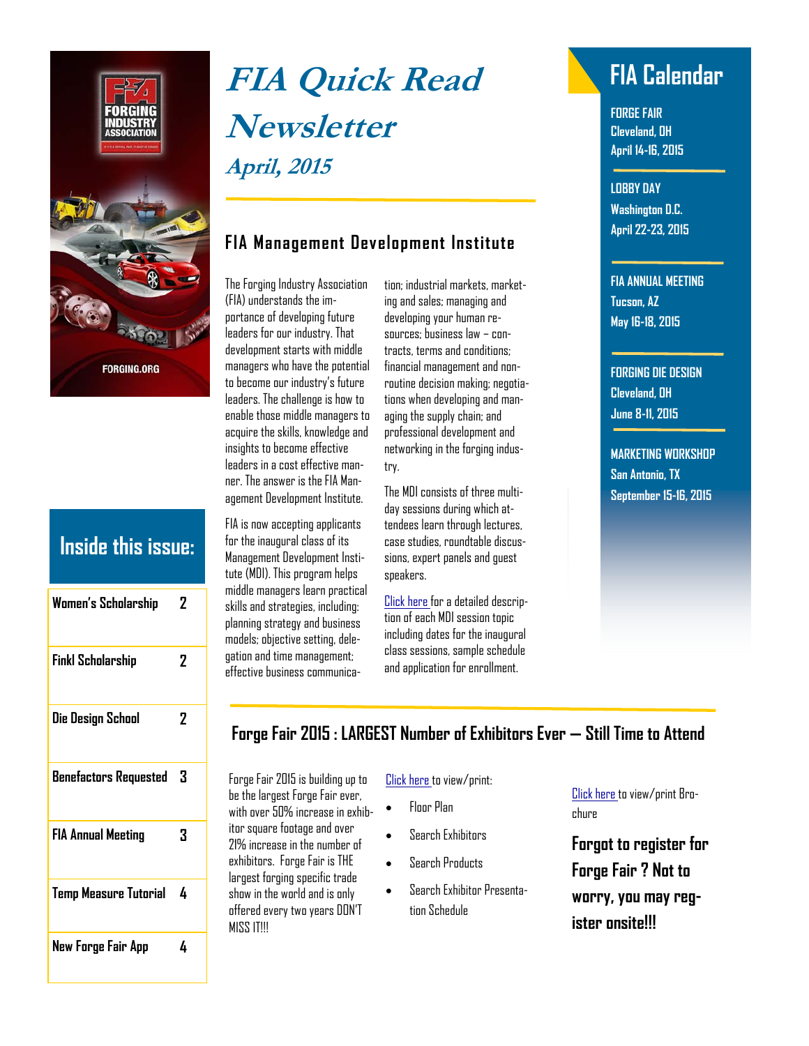# FIA Quick Read Newsletter

### *April, 2015*

## FIA Management Development Institute

The Forging Industry Association (FIA) understands the importance of developing future leaders for our industry. That development starts with middle managers who have the potential to become our industry's future leaders. The challenge is how to enable those middle managers to acquire the skills, knowledge and insights to become effective leaders in a cost effective manner. The answer is the FIA Management Development Institute.

FIA is now accepting applicants for the inaugural class of its Management Development Institute (MDI). This program helps middle managers learn practical skills and strategies, including: planning strategy and business models; objective setting, delegation and time management; effective business communication; industrial markets, marketing and sales; managing and developing your human resources; business law – contracts, terms and conditions; financial management and non-routine decision making; negotiations when developing and managing the supply chain; and professional development and networking in the forging industry.

The MDI consists of three multi-day sessions during which attendees learn through lectures, case studies, roundtable discussions, expert panels and guest speakers.

Click here for a detailed description of each MDI session topic including dates for the inaugural class sessions, sample schedule and application for enrollment.

## FIA Calendar

**FORGE FAIR**
Cleveland, OH
April 14-16, 2015

**LOBBY DAY**
Washington D.C.
April 22-23, 2015

**FIA ANNUAL MEETING**
Tucson, AZ
May 16-18, 2015

**FORGING DIE DESIGN**
Cleveland, OH
June 8-11, 2015

**MARKETING WORKSHOP**
San Antonio, TX
September 15-16, 2015

## Inside this issue:

| | |
|---|---|
| Women's Scholarship | 2 |
| Finkl Scholarship | 2 |
| Die Design School | 2 |
| Benefactors Requested | 3 |
| FIA Annual Meeting | 3 |
| Temp Measure Tutorial | 4 |
| New Forge Fair App | 4 |

## Forge Fair 2015 : LARGEST Number of Exhibitors Ever — Still Time to Attend

Forge Fair 2015 is building up to be the largest Forge Fair ever, with over 50% increase in exhibitor square footage and over 21% increase in the number of exhibitors. Forge Fair is THE largest forging specific trade show in the world and is only offered every two years DON'T MISS IT!!!

Click here to view/print:

- Floor Plan
- Search Exhibitors
- Search Products
- Search Exhibitor Presentation Schedule

Click here to view/print Brochure

**Forgot to register for Forge Fair ? Not to worry, you may register onsite!!!**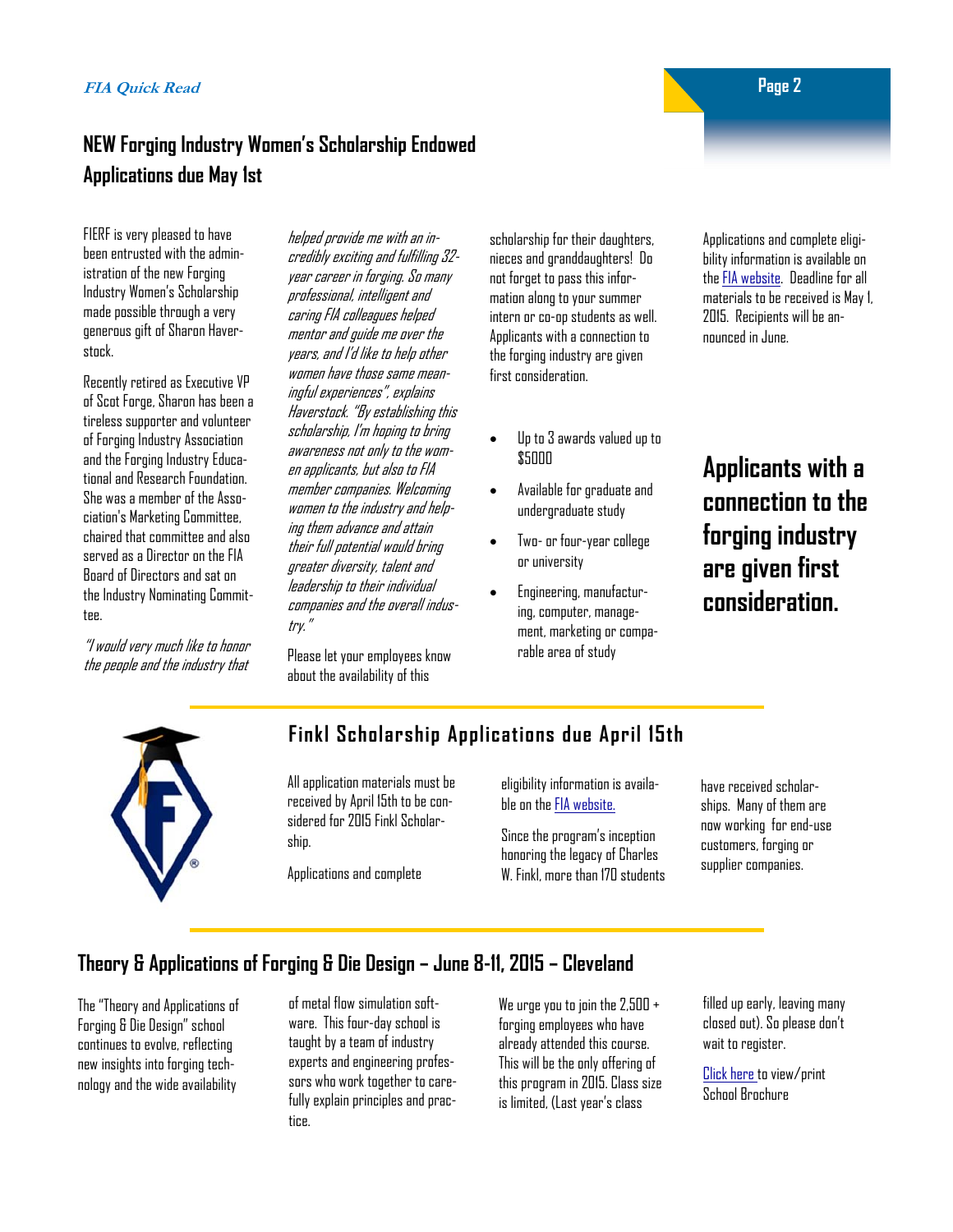## NEW Forging Industry Women's Scholarship Endowed Applications due May 1st

FIERF is very pleased to have been entrusted with the administration of the new Forging Industry Women's Scholarship made possible through a very generous gift of Sharon Haverstock.

Recently retired as Executive VP of Scot Forge, Sharon has been a tireless supporter and volunteer of Forging Industry Association and the Forging Industry Educational and Research Foundation. She was a member of the Association's Marketing Committee, chaired that committee and also served as a Director on the FIA Board of Directors and sat on the Industry Nominating Committee.

*"I would very much like to honor the people and the industry that helped provide me with an incredibly exciting and fulfilling 32-year career in forging. So many professional, intelligent and caring FIA colleagues helped mentor and guide me over the years, and I'd like to help other women have those same meaningful experiences", explains Haverstock. "By establishing this scholarship, I'm hoping to bring awareness not only to the women applicants, but also to FIA member companies. Welcoming women to the industry and helping them advance and attain their full potential would bring greater diversity, talent and leadership to their individual companies and the overall industry."*

Please let your employees know about the availability of this scholarship for their daughters, nieces and granddaughters! Do not forget to pass this information along to your summer intern or co-op students as well. Applicants with a connection to the forging industry are given first consideration.

- Up to 3 awards valued up to $5000
- Available for graduate and undergraduate study
- Two- or four-year college or university
- Engineering, manufacturing, computer, management, marketing or comparable area of study

Applications and complete eligibility information is available on the FIA website. Deadline for all materials to be received is May 1, 2015. Recipients will be announced in June.

**Applicants with a connection to the forging industry are given first consideration.**

## Finkl Scholarship Applications due April 15th

All application materials must be received by April 15th to be considered for 2015 Finkl Scholarship.

Applications and complete eligibility information is available on the FIA website.

Since the program's inception honoring the legacy of Charles W. Finkl, more than 170 students have received scholarships. Many of them are now working for end-use customers, forging or supplier companies.

## Theory & Applications of Forging & Die Design – June 8-11, 2015 – Cleveland

The "Theory and Applications of Forging & Die Design" school continues to evolve, reflecting new insights into forging technology and the wide availability of metal flow simulation software. This four-day school is taught by a team of industry experts and engineering professors who work together to carefully explain principles and practice.

We urge you to join the 2,500 + forging employees who have already attended this course. This will be the only offering of this program in 2015. Class size is limited, (Last year's class filled up early, leaving many closed out). So please don't wait to register.

Click here to view/print School Brochure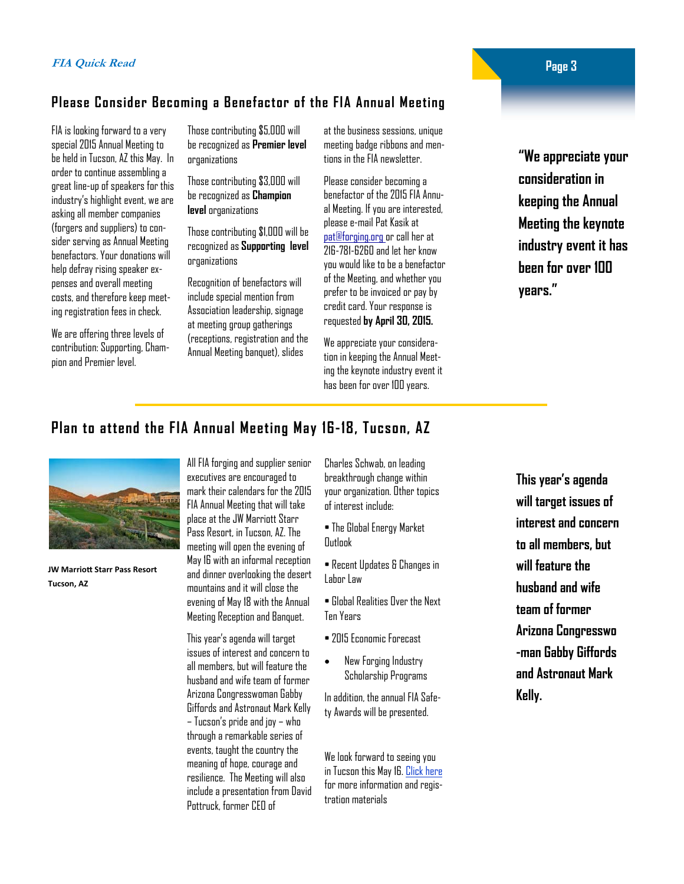## Please Consider Becoming a Benefactor of the FIA Annual Meeting

FIA is looking forward to a very special 2015 Annual Meeting to be held in Tucson, AZ this May. In order to continue assembling a great line-up of speakers for this industry's highlight event, we are asking all member companies (forgers and suppliers) to consider serving as Annual Meeting benefactors. Your donations will help defray rising speaker expenses and overall meeting costs, and therefore keep meeting registration fees in check.

We are offering three levels of contribution: Supporting, Champion and Premier level.

Those contributing $5,000 will be recognized as **Premier level** organizations

Those contributing $3,000 will be recognized as **Champion level** organizations

Those contributing $1,000 will be recognized as **Supporting level** organizations

Recognition of benefactors will include special mention from Association leadership, signage at meeting group gatherings (receptions, registration and the Annual Meeting banquet), slides at the business sessions, unique meeting badge ribbons and mentions in the FIA newsletter.

Please consider becoming a benefactor of the 2015 FIA Annual Meeting. If you are interested, please e-mail Pat Kasik at pat@forging.org or call her at 216-781-6260 and let her know you would like to be a benefactor of the Meeting, and whether you prefer to be invoiced or pay by credit card. Your response is requested **by April 30, 2015.**

We appreciate your consideration in keeping the Annual Meeting the keynote industry event it has been for over 100 years.

**"We appreciate your consideration in keeping the Annual Meeting the keynote industry event it has been for over 100 years."**

## Plan to attend the FIA Annual Meeting May 16-18, Tucson, AZ

**JW Marriott Starr Pass Resort Tucson, AZ**

All FIA forging and supplier senior executives are encouraged to mark their calendars for the 2015 FIA Annual Meeting that will take place at the JW Marriott Starr Pass Resort, in Tucson, AZ. The meeting will open the evening of May 16 with an informal reception and dinner overlooking the desert mountains and it will close the evening of May 18 with the Annual Meeting Reception and Banquet.

This year's agenda will target issues of interest and concern to all members, but will feature the husband and wife team of former Arizona Congresswoman Gabby Giffords and Astronaut Mark Kelly – Tucson's pride and joy – who through a remarkable series of events, taught the country the meaning of hope, courage and resilience. The Meeting will also include a presentation from David Pottruck, former CEO of Charles Schwab, on leading breakthrough change within your organization. Other topics of interest include:

- The Global Energy Market Outlook
- Recent Updates & Changes in Labor Law
- Global Realities Over the Next Ten Years
- 2015 Economic Forecast
- New Forging Industry Scholarship Programs

In addition, the annual FIA Safety Awards will be presented.

We look forward to seeing you in Tucson this May 16. Click here for more information and registration materials

**This year's agenda will target issues of interest and concern to all members, but will feature the husband and wife team of former Arizona Congresswoman Gabby Giffords and Astronaut Mark Kelly.**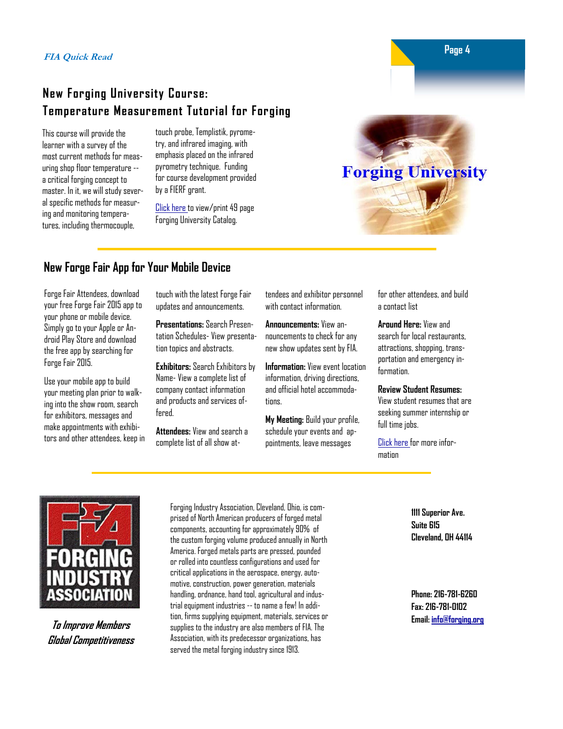## New Forging University Course: Temperature Measurement Tutorial for Forging

This course will provide the learner with a survey of the most current methods for measuring shop floor temperature -- a critical forging concept to master. In it, we will study several specific methods for measuring and monitoring temperatures, including thermocouple, touch probe, Templistik, pyrometry, and infrared imaging, with emphasis placed on the infrared pyrometry technique. Funding for course development provided by a FIERF grant.

Click here to view/print 49 page Forging University Catalog.

Forging University

## New Forge Fair App for Your Mobile Device

Forge Fair Attendees, download your free Forge Fair 2015 app to your phone or mobile device. Simply go to your Apple or Android Play Store and download the free app by searching for Forge Fair 2015.

Use your mobile app to build your meeting plan prior to walking into the show room, search for exhibitors, messages and make appointments with exhibitors and other attendees, keep in touch with the latest Forge Fair updates and announcements.

**Presentations:** Search Presentation Schedules- View presentation topics and abstracts.

**Exhibitors:** Search Exhibitors by Name- View a complete list of company contact information and products and services offered.

**Attendees:** View and search a complete list of all show attendees and exhibitor personnel with contact information.

**Announcements:** View announcements to check for any new show updates sent by FIA.

**Information:** View event location information, driving directions, and official hotel accommodations.

**My Meeting:** Build your profile, schedule your events and appointments, leave messages for other attendees, and build a contact list

**Around Here:** View and search for local restaurants, attractions, shopping, transportation and emergency information.

**Review Student Resumes:** View student resumes that are seeking summer internship or full time jobs.

Click here for more information

FIA FORGING INDUSTRY ASSOCIATION

***To Improve Members Global Competitiveness***

Forging Industry Association, Cleveland, Ohio, is comprised of North American producers of forged metal components, accounting for approximately 90% of the custom forging volume produced annually in North America. Forged metals parts are pressed, pounded or rolled into countless configurations and used for critical applications in the aerospace, energy, automotive, construction, power generation, materials handling, ordnance, hand tool, agricultural and industrial equipment industries -- to name a few! In addition, firms supplying equipment, materials, services or supplies to the industry are also members of FIA. The Association, with its predecessor organizations, has served the metal forging industry since 1913.

**1111 Superior Ave.**
**Suite 615**
**Cleveland, OH 44114**

**Phone: 216-781-6260**
**Fax: 216-781-0102**
**Email: info@forging.org**